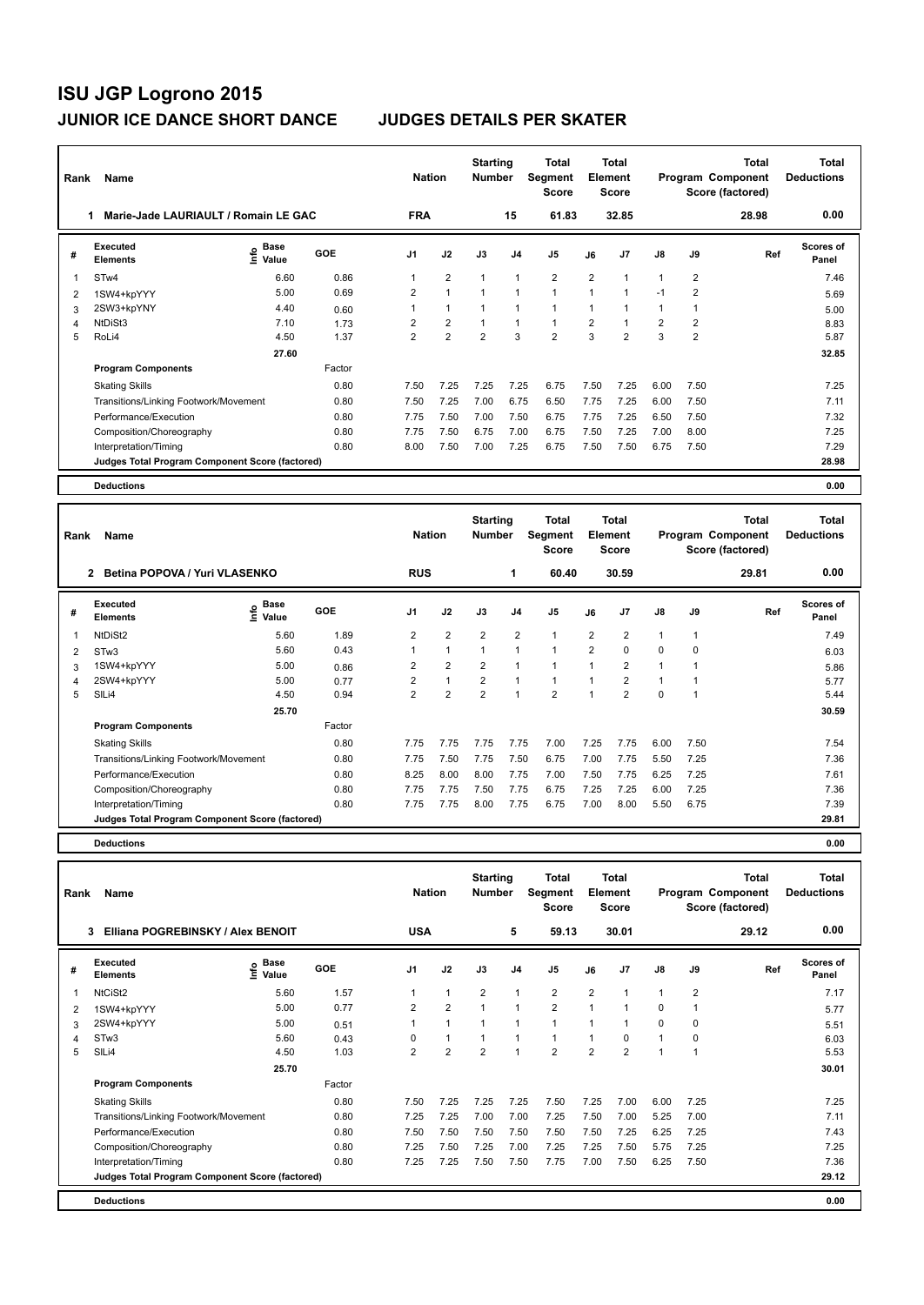# ISU JGP Logrono 2015

## JUNIOR ICE DANCE SHORT DANCE JUDGES DETAILS PER SKATER

| Rank | Name | Nation | Starting Number | Total Segment Score | Total Element Score | Total Program Component Score (factored) | Total Deductions |
|---|---|---|---|---|---|---|---|
| 1 | Marie-Jade LAURIAULT / Romain LE GAC | FRA | 15 | 61.83 | 32.85 | 28.98 | 0.00 |

| # | Executed Elements | Info | Base Value | GOE | J1 | J2 | J3 | J4 | J5 | J6 | J7 | J8 | J9 | Ref | Scores of Panel |
|---|---|---|---|---|---|---|---|---|---|---|---|---|---|---|---|
| 1 | STw4 | | 6.60 | 0.86 | 1 | 2 | 1 | 1 | 2 | 2 | 1 | 1 | 2 | | 7.46 |
| 2 | 1SW4+kpYYY | | 5.00 | 0.69 | 2 | 1 | 1 | 1 | 1 | 1 | 1 | -1 | 2 | | 5.69 |
| 3 | 2SW3+kpYNY | | 4.40 | 0.60 | 1 | 1 | 1 | 1 | 1 | 1 | 1 | 1 | 1 | | 5.00 |
| 4 | NtDiSt3 | | 7.10 | 1.73 | 2 | 2 | 1 | 1 | 1 | 2 | 1 | 2 | 2 | | 8.83 |
| 5 | RoLi4 | | 4.50 | 1.37 | 2 | 2 | 2 | 3 | 2 | 3 | 2 | 3 | 2 | | 5.87 |
| | | | 27.60 | | | | | | | | | | | | 32.85 |
| | **Program Components** | | | Factor | | | | | | | | | | | |
| | Skating Skills | | | 0.80 | 7.50 | 7.25 | 7.25 | 7.25 | 6.75 | 7.50 | 7.25 | 6.00 | 7.50 | | 7.25 |
| | Transitions/Linking Footwork/Movement | | | 0.80 | 7.50 | 7.25 | 7.00 | 6.75 | 6.50 | 7.75 | 7.25 | 6.00 | 7.50 | | 7.11 |
| | Performance/Execution | | | 0.80 | 7.75 | 7.50 | 7.00 | 7.50 | 6.75 | 7.75 | 7.25 | 6.50 | 7.50 | | 7.32 |
| | Composition/Choreography | | | 0.80 | 7.75 | 7.50 | 6.75 | 7.00 | 6.75 | 7.50 | 7.25 | 7.00 | 8.00 | | 7.25 |
| | Interpretation/Timing | | | 0.80 | 8.00 | 7.50 | 7.00 | 7.25 | 6.75 | 7.50 | 7.50 | 6.75 | 7.50 | | 7.29 |
| | **Judges Total Program Component Score (factored)** | | | | | | | | | | | | | | 28.98 |
| | **Deductions** | | | | | | | | | | | | | | 0.00 |

| Rank | Name | Nation | Starting Number | Total Segment Score | Total Element Score | Total Program Component Score (factored) | Total Deductions |
|---|---|---|---|---|---|---|---|
| 2 | Betina POPOVA / Yuri VLASENKO | RUS | 1 | 60.40 | 30.59 | 29.81 | 0.00 |

| # | Executed Elements | Info | Base Value | GOE | J1 | J2 | J3 | J4 | J5 | J6 | J7 | J8 | J9 | Ref | Scores of Panel |
|---|---|---|---|---|---|---|---|---|---|---|---|---|---|---|---|
| 1 | NtDiSt2 | | 5.60 | 1.89 | 2 | 2 | 2 | 2 | 1 | 2 | 2 | 1 | 1 | | 7.49 |
| 2 | STw3 | | 5.60 | 0.43 | 1 | 1 | 1 | 1 | 1 | 2 | 0 | 0 | 0 | | 6.03 |
| 3 | 1SW4+kpYYY | | 5.00 | 0.86 | 2 | 2 | 2 | 1 | 1 | 1 | 2 | 1 | 1 | | 5.86 |
| 4 | 2SW4+kpYYY | | 5.00 | 0.77 | 2 | 1 | 2 | 1 | 1 | 1 | 2 | 1 | 1 | | 5.77 |
| 5 | SlLi4 | | 4.50 | 0.94 | 2 | 2 | 2 | 1 | 2 | 1 | 2 | 0 | 1 | | 5.44 |
| | | | 25.70 | | | | | | | | | | | | 30.59 |
| | **Program Components** | | | Factor | | | | | | | | | | | |
| | Skating Skills | | | 0.80 | 7.75 | 7.75 | 7.75 | 7.75 | 7.00 | 7.25 | 7.75 | 6.00 | 7.50 | | 7.54 |
| | Transitions/Linking Footwork/Movement | | | 0.80 | 7.75 | 7.50 | 7.75 | 7.50 | 6.75 | 7.00 | 7.75 | 5.50 | 7.25 | | 7.36 |
| | Performance/Execution | | | 0.80 | 8.25 | 8.00 | 8.00 | 7.75 | 7.00 | 7.50 | 7.75 | 6.25 | 7.25 | | 7.61 |
| | Composition/Choreography | | | 0.80 | 7.75 | 7.75 | 7.50 | 7.75 | 6.75 | 7.25 | 7.25 | 6.00 | 7.25 | | 7.36 |
| | Interpretation/Timing | | | 0.80 | 7.75 | 7.75 | 8.00 | 7.75 | 6.75 | 7.00 | 8.00 | 5.50 | 6.75 | | 7.39 |
| | **Judges Total Program Component Score (factored)** | | | | | | | | | | | | | | 29.81 |
| | **Deductions** | | | | | | | | | | | | | | 0.00 |

| Rank | Name | Nation | Starting Number | Total Segment Score | Total Element Score | Total Program Component Score (factored) | Total Deductions |
|---|---|---|---|---|---|---|---|
| 3 | Elliana POGREBINSKY / Alex BENOIT | USA | 5 | 59.13 | 30.01 | 29.12 | 0.00 |

| # | Executed Elements | Info | Base Value | GOE | J1 | J2 | J3 | J4 | J5 | J6 | J7 | J8 | J9 | Ref | Scores of Panel |
|---|---|---|---|---|---|---|---|---|---|---|---|---|---|---|---|
| 1 | NtCiSt2 | | 5.60 | 1.57 | 1 | 1 | 2 | 1 | 2 | 2 | 1 | 1 | 2 | | 7.17 |
| 2 | 1SW4+kpYYY | | 5.00 | 0.77 | 2 | 2 | 1 | 1 | 2 | 1 | 1 | 0 | 1 | | 5.77 |
| 3 | 2SW4+kpYYY | | 5.00 | 0.51 | 1 | 1 | 1 | 1 | 1 | 1 | 1 | 0 | 0 | | 5.51 |
| 4 | STw3 | | 5.60 | 0.43 | 0 | 1 | 1 | 1 | 1 | 1 | 0 | 1 | 0 | | 6.03 |
| 5 | SlLi4 | | 4.50 | 1.03 | 2 | 2 | 2 | 1 | 2 | 2 | 2 | 1 | 1 | | 5.53 |
| | | | 25.70 | | | | | | | | | | | | 30.01 |
| | **Program Components** | | | Factor | | | | | | | | | | | |
| | Skating Skills | | | 0.80 | 7.50 | 7.25 | 7.25 | 7.25 | 7.50 | 7.25 | 7.00 | 6.00 | 7.25 | | 7.25 |
| | Transitions/Linking Footwork/Movement | | | 0.80 | 7.25 | 7.25 | 7.00 | 7.00 | 7.25 | 7.50 | 7.00 | 5.25 | 7.00 | | 7.11 |
| | Performance/Execution | | | 0.80 | 7.50 | 7.50 | 7.50 | 7.50 | 7.50 | 7.50 | 7.25 | 6.25 | 7.25 | | 7.43 |
| | Composition/Choreography | | | 0.80 | 7.25 | 7.50 | 7.25 | 7.00 | 7.25 | 7.25 | 7.50 | 5.75 | 7.25 | | 7.25 |
| | Interpretation/Timing | | | 0.80 | 7.25 | 7.25 | 7.50 | 7.50 | 7.75 | 7.00 | 7.50 | 6.25 | 7.50 | | 7.36 |
| | **Judges Total Program Component Score (factored)** | | | | | | | | | | | | | | 29.12 |
| | **Deductions** | | | | | | | | | | | | | | 0.00 |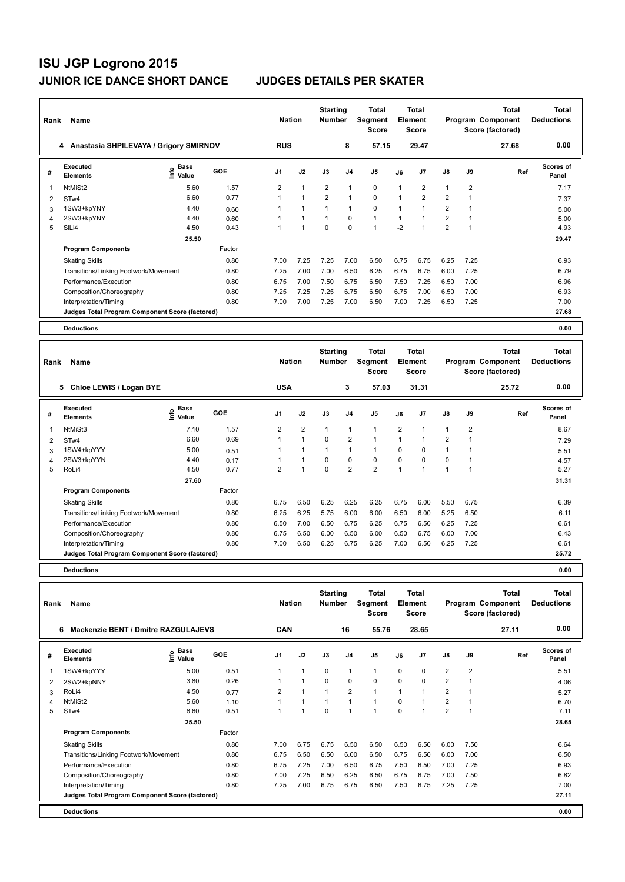# ISU JGP Logrono 2015

## JUNIOR ICE DANCE SHORT DANCE — JUDGES DETAILS PER SKATER

| Rank | Name | Nation | Starting Number | Total Segment Score | Total Element Score | Total Program Component Score (factored) | Total Deductions |
|---|---|---|---|---|---|---|---|
| 4 | Anastasia SHPILEVAYA / Grigory SMIRNOV | RUS | 8 | 57.15 | 29.47 | 27.68 | 0.00 |

| # | Executed Elements | Info | Base Value | GOE | J1 | J2 | J3 | J4 | J5 | J6 | J7 | J8 | J9 | Ref | Scores of Panel |
|---|---|---|---|---|---|---|---|---|---|---|---|---|---|---|---|
| 1 | NtMiSt2 | | 5.60 | 1.57 | 2 | 1 | 2 | 1 | 0 | 1 | 2 | 1 | 2 | | 7.17 |
| 2 | STw4 | | 6.60 | 0.77 | 1 | 1 | 2 | 1 | 0 | 1 | 2 | 2 | 1 | | 7.37 |
| 3 | 1SW3+kpYNY | | 4.40 | 0.60 | 1 | 1 | 1 | 1 | 0 | 1 | 1 | 2 | 1 | | 5.00 |
| 4 | 2SW3+kpYNY | | 4.40 | 0.60 | 1 | 1 | 1 | 0 | 1 | 1 | 1 | 2 | 1 | | 5.00 |
| 5 | SlLi4 | | 4.50 | 0.43 | 1 | 1 | 0 | 0 | 1 | -2 | 1 | 2 | 1 | | 4.93 |
| | | | 25.50 | | | | | | | | | | | | 29.47 |

| Program Components | Factor | J1 | J2 | J3 | J4 | J5 | J6 | J7 | J8 | J9 | Scores of Panel |
|---|---|---|---|---|---|---|---|---|---|---|---|
| Skating Skills | 0.80 | 7.00 | 7.25 | 7.25 | 7.00 | 6.50 | 6.75 | 6.75 | 6.25 | 7.25 | 6.93 |
| Transitions/Linking Footwork/Movement | 0.80 | 7.25 | 7.00 | 7.00 | 6.50 | 6.25 | 6.75 | 6.75 | 6.00 | 7.25 | 6.79 |
| Performance/Execution | 0.80 | 6.75 | 7.00 | 7.50 | 6.75 | 6.50 | 7.50 | 7.25 | 6.50 | 7.00 | 6.96 |
| Composition/Choreography | 0.80 | 7.25 | 7.25 | 7.25 | 6.75 | 6.50 | 6.75 | 7.00 | 6.50 | 7.00 | 6.93 |
| Interpretation/Timing | 0.80 | 7.00 | 7.00 | 7.25 | 7.00 | 6.50 | 7.00 | 7.25 | 6.50 | 7.25 | 7.00 |
| Judges Total Program Component Score (factored) | | | | | | | | | | | 27.68 |

**Deductions** 0.00

| Rank | Name | Nation | Starting Number | Total Segment Score | Total Element Score | Total Program Component Score (factored) | Total Deductions |
|---|---|---|---|---|---|---|---|
| 5 | Chloe LEWIS / Logan BYE | USA | 3 | 57.03 | 31.31 | 25.72 | 0.00 |

| # | Executed Elements | Info | Base Value | GOE | J1 | J2 | J3 | J4 | J5 | J6 | J7 | J8 | J9 | Ref | Scores of Panel |
|---|---|---|---|---|---|---|---|---|---|---|---|---|---|---|---|
| 1 | NtMiSt3 | | 7.10 | 1.57 | 2 | 2 | 1 | 1 | 1 | 2 | 1 | 1 | 2 | | 8.67 |
| 2 | STw4 | | 6.60 | 0.69 | 1 | 1 | 0 | 2 | 1 | 1 | 1 | 2 | 1 | | 7.29 |
| 3 | 1SW4+kpYYY | | 5.00 | 0.51 | 1 | 1 | 1 | 1 | 1 | 0 | 0 | 1 | 1 | | 5.51 |
| 4 | 2SW3+kpYYN | | 4.40 | 0.17 | 1 | 1 | 0 | 0 | 0 | 0 | 0 | 0 | 1 | | 4.57 |
| 5 | RoLi4 | | 4.50 | 0.77 | 2 | 1 | 0 | 2 | 2 | 1 | 1 | 1 | 1 | | 5.27 |
| | | | 27.60 | | | | | | | | | | | | 31.31 |

| Program Components | Factor | J1 | J2 | J3 | J4 | J5 | J6 | J7 | J8 | J9 | Scores of Panel |
|---|---|---|---|---|---|---|---|---|---|---|---|
| Skating Skills | 0.80 | 6.75 | 6.50 | 6.25 | 6.25 | 6.25 | 6.75 | 6.00 | 5.50 | 6.75 | 6.39 |
| Transitions/Linking Footwork/Movement | 0.80 | 6.25 | 6.25 | 5.75 | 6.00 | 6.00 | 6.50 | 6.00 | 5.25 | 6.50 | 6.11 |
| Performance/Execution | 0.80 | 6.50 | 7.00 | 6.50 | 6.75 | 6.25 | 6.75 | 6.50 | 6.25 | 7.25 | 6.61 |
| Composition/Choreography | 0.80 | 6.75 | 6.50 | 6.00 | 6.50 | 6.00 | 6.50 | 6.75 | 6.00 | 7.00 | 6.43 |
| Interpretation/Timing | 0.80 | 7.00 | 6.50 | 6.25 | 6.75 | 6.25 | 7.00 | 6.50 | 6.25 | 7.25 | 6.61 |
| Judges Total Program Component Score (factored) | | | | | | | | | | | 25.72 |

**Deductions** 0.00

| Rank | Name | Nation | Starting Number | Total Segment Score | Total Element Score | Total Program Component Score (factored) | Total Deductions |
|---|---|---|---|---|---|---|---|
| 6 | Mackenzie BENT / Dmitre RAZGULAJEVS | CAN | 16 | 55.76 | 28.65 | 27.11 | 0.00 |

| # | Executed Elements | Info | Base Value | GOE | J1 | J2 | J3 | J4 | J5 | J6 | J7 | J8 | J9 | Ref | Scores of Panel |
|---|---|---|---|---|---|---|---|---|---|---|---|---|---|---|---|
| 1 | 1SW4+kpYYY | | 5.00 | 0.51 | 1 | 1 | 0 | 1 | 1 | 0 | 0 | 2 | 2 | | 5.51 |
| 2 | 2SW2+kpNNY | | 3.80 | 0.26 | 1 | 1 | 0 | 0 | 0 | 0 | 0 | 2 | 1 | | 4.06 |
| 3 | RoLi4 | | 4.50 | 0.77 | 2 | 1 | 1 | 2 | 1 | 1 | 1 | 2 | 1 | | 5.27 |
| 4 | NtMiSt2 | | 5.60 | 1.10 | 1 | 1 | 1 | 1 | 1 | 0 | 1 | 2 | 1 | | 6.70 |
| 5 | STw4 | | 6.60 | 0.51 | 1 | 1 | 0 | 1 | 1 | 0 | 1 | 2 | 1 | | 7.11 |
| | | | 25.50 | | | | | | | | | | | | 28.65 |

| Program Components | Factor | J1 | J2 | J3 | J4 | J5 | J6 | J7 | J8 | J9 | Scores of Panel |
|---|---|---|---|---|---|---|---|---|---|---|---|
| Skating Skills | 0.80 | 7.00 | 6.75 | 6.75 | 6.50 | 6.50 | 6.50 | 6.50 | 6.00 | 7.50 | 6.64 |
| Transitions/Linking Footwork/Movement | 0.80 | 6.75 | 6.50 | 6.50 | 6.00 | 6.50 | 6.75 | 6.50 | 6.00 | 7.00 | 6.50 |
| Performance/Execution | 0.80 | 6.75 | 7.25 | 7.00 | 6.50 | 6.75 | 7.50 | 6.50 | 7.00 | 7.25 | 6.93 |
| Composition/Choreography | 0.80 | 7.00 | 7.25 | 6.50 | 6.25 | 6.50 | 6.75 | 6.75 | 7.00 | 7.50 | 6.82 |
| Interpretation/Timing | 0.80 | 7.25 | 7.00 | 6.75 | 6.75 | 6.50 | 7.50 | 6.75 | 7.25 | 7.25 | 7.00 |
| Judges Total Program Component Score (factored) | | | | | | | | | | | 27.11 |

**Deductions** 0.00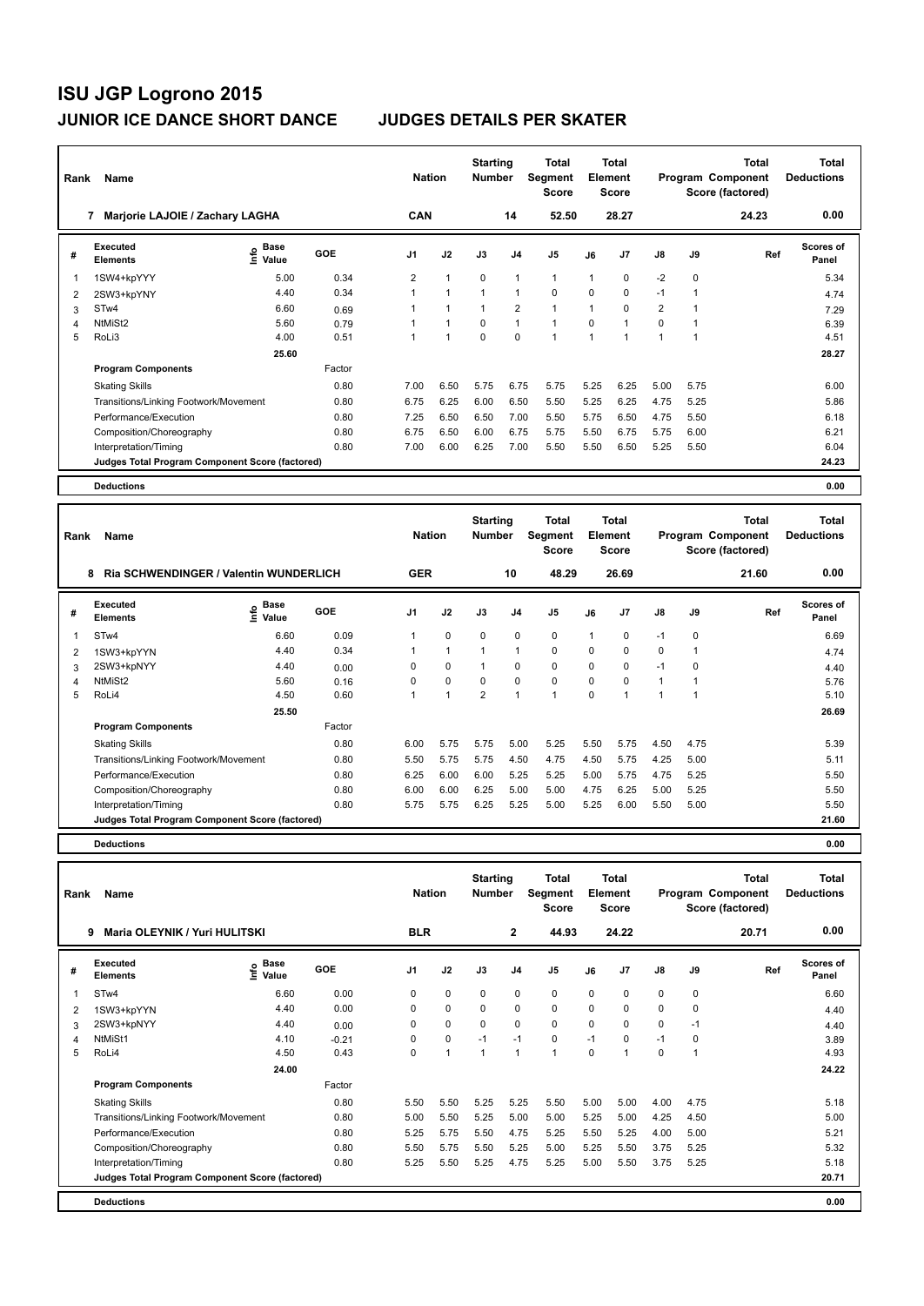# ISU JGP Logrono 2015

## JUNIOR ICE DANCE SHORT DANCE — JUDGES DETAILS PER SKATER

| Rank | Name | Nation | Starting Number | Total Segment Score | Total Element Score | Total Program Component Score (factored) | Total Deductions |
|---|---|---|---|---|---|---|---|
| 7 | Marjorie LAJOIE / Zachary LAGHA | CAN | 14 | 52.50 | 28.27 | 24.23 | 0.00 |

| # | Executed Elements | Info | Base Value | GOE | J1 | J2 | J3 | J4 | J5 | J6 | J7 | J8 | J9 | Ref | Scores of Panel |
|---|---|---|---|---|---|---|---|---|---|---|---|---|---|---|---|
| 1 | 1SW4+kpYYY | | 5.00 | 0.34 | 2 | 1 | 0 | 1 | 1 | 1 | 0 | -2 | 0 | | 5.34 |
| 2 | 2SW3+kpYNY | | 4.40 | 0.34 | 1 | 1 | 1 | 1 | 0 | 0 | 0 | -1 | 1 | | 4.74 |
| 3 | STw4 | | 6.60 | 0.69 | 1 | 1 | 1 | 2 | 1 | 1 | 0 | 2 | 1 | | 7.29 |
| 4 | NtMiSt2 | | 5.60 | 0.79 | 1 | 1 | 0 | 1 | 1 | 0 | 1 | 0 | 1 | | 6.39 |
| 5 | RoLi3 | | 4.00 | 0.51 | 1 | 1 | 0 | 0 | 1 | 1 | 1 | 1 | 1 | | 4.51 |
| | | | 25.60 | | | | | | | | | | | | 28.27 |

| Program Components | Factor | J1 | J2 | J3 | J4 | J5 | J6 | J7 | J8 | J9 | Scores of Panel |
|---|---|---|---|---|---|---|---|---|---|---|---|
| Skating Skills | 0.80 | 7.00 | 6.50 | 5.75 | 6.75 | 5.75 | 5.25 | 6.25 | 5.00 | 5.75 | 6.00 |
| Transitions/Linking Footwork/Movement | 0.80 | 6.75 | 6.25 | 6.00 | 6.50 | 5.50 | 5.25 | 6.25 | 4.75 | 5.25 | 5.86 |
| Performance/Execution | 0.80 | 7.25 | 6.50 | 6.50 | 7.00 | 5.50 | 5.75 | 6.50 | 4.75 | 5.50 | 6.18 |
| Composition/Choreography | 0.80 | 6.75 | 6.50 | 6.00 | 6.75 | 5.75 | 5.50 | 6.75 | 5.75 | 6.00 | 6.21 |
| Interpretation/Timing | 0.80 | 7.00 | 6.00 | 6.25 | 7.00 | 5.50 | 5.50 | 6.50 | 5.25 | 5.50 | 6.04 |
| Judges Total Program Component Score (factored) | | | | | | | | | | | 24.23 |

**Deductions** 0.00

| Rank | Name | Nation | Starting Number | Total Segment Score | Total Element Score | Total Program Component Score (factored) | Total Deductions |
|---|---|---|---|---|---|---|---|
| 8 | Ria SCHWENDINGER / Valentin WUNDERLICH | GER | 10 | 48.29 | 26.69 | 21.60 | 0.00 |

| # | Executed Elements | Info | Base Value | GOE | J1 | J2 | J3 | J4 | J5 | J6 | J7 | J8 | J9 | Ref | Scores of Panel |
|---|---|---|---|---|---|---|---|---|---|---|---|---|---|---|---|
| 1 | STw4 | | 6.60 | 0.09 | 1 | 0 | 0 | 0 | 0 | 1 | 0 | -1 | 0 | | 6.69 |
| 2 | 1SW3+kpYYN | | 4.40 | 0.34 | 1 | 1 | 1 | 1 | 0 | 0 | 0 | 0 | 1 | | 4.74 |
| 3 | 2SW3+kpNYY | | 4.40 | 0.00 | 0 | 0 | 1 | 0 | 0 | 0 | 0 | -1 | 0 | | 4.40 |
| 4 | NtMiSt2 | | 5.60 | 0.16 | 0 | 0 | 0 | 0 | 0 | 0 | 0 | 1 | 1 | | 5.76 |
| 5 | RoLi4 | | 4.50 | 0.60 | 1 | 1 | 2 | 1 | 1 | 0 | 1 | 1 | 1 | | 5.10 |
| | | | 25.50 | | | | | | | | | | | | 26.69 |

| Program Components | Factor | J1 | J2 | J3 | J4 | J5 | J6 | J7 | J8 | J9 | Scores of Panel |
|---|---|---|---|---|---|---|---|---|---|---|---|
| Skating Skills | 0.80 | 6.00 | 5.75 | 5.75 | 5.00 | 5.25 | 5.50 | 5.75 | 4.50 | 4.75 | 5.39 |
| Transitions/Linking Footwork/Movement | 0.80 | 5.50 | 5.75 | 5.75 | 4.50 | 4.75 | 4.50 | 5.75 | 4.25 | 5.00 | 5.11 |
| Performance/Execution | 0.80 | 6.25 | 6.00 | 6.00 | 5.25 | 5.25 | 5.00 | 5.75 | 4.75 | 5.25 | 5.50 |
| Composition/Choreography | 0.80 | 6.00 | 6.00 | 6.25 | 5.00 | 5.00 | 4.75 | 6.25 | 5.00 | 5.25 | 5.50 |
| Interpretation/Timing | 0.80 | 5.75 | 5.75 | 6.25 | 5.25 | 5.00 | 5.25 | 6.00 | 5.50 | 5.00 | 5.50 |
| Judges Total Program Component Score (factored) | | | | | | | | | | | 21.60 |

**Deductions** 0.00

| Rank | Name | Nation | Starting Number | Total Segment Score | Total Element Score | Total Program Component Score (factored) | Total Deductions |
|---|---|---|---|---|---|---|---|
| 9 | Maria OLEYNIK / Yuri HULITSKI | BLR | 2 | 44.93 | 24.22 | 20.71 | 0.00 |

| # | Executed Elements | Info | Base Value | GOE | J1 | J2 | J3 | J4 | J5 | J6 | J7 | J8 | J9 | Ref | Scores of Panel |
|---|---|---|---|---|---|---|---|---|---|---|---|---|---|---|---|
| 1 | STw4 | | 6.60 | 0.00 | 0 | 0 | 0 | 0 | 0 | 0 | 0 | 0 | 0 | | 6.60 |
| 2 | 1SW3+kpYYN | | 4.40 | 0.00 | 0 | 0 | 0 | 0 | 0 | 0 | 0 | 0 | 0 | | 4.40 |
| 3 | 2SW3+kpNYY | | 4.40 | 0.00 | 0 | 0 | 0 | 0 | 0 | 0 | 0 | 0 | -1 | | 4.40 |
| 4 | NtMiSt1 | | 4.10 | -0.21 | 0 | 0 | -1 | -1 | 0 | -1 | 0 | -1 | 0 | | 3.89 |
| 5 | RoLi4 | | 4.50 | 0.43 | 0 | 1 | 1 | 1 | 1 | 0 | 1 | 0 | 1 | | 4.93 |
| | | | 24.00 | | | | | | | | | | | | 24.22 |

| Program Components | Factor | J1 | J2 | J3 | J4 | J5 | J6 | J7 | J8 | J9 | Scores of Panel |
|---|---|---|---|---|---|---|---|---|---|---|---|
| Skating Skills | 0.80 | 5.50 | 5.50 | 5.25 | 5.25 | 5.50 | 5.00 | 5.00 | 4.00 | 4.75 | 5.18 |
| Transitions/Linking Footwork/Movement | 0.80 | 5.00 | 5.50 | 5.25 | 5.00 | 5.00 | 5.25 | 5.00 | 4.25 | 4.50 | 5.00 |
| Performance/Execution | 0.80 | 5.25 | 5.75 | 5.50 | 4.75 | 5.25 | 5.50 | 5.25 | 4.00 | 5.00 | 5.21 |
| Composition/Choreography | 0.80 | 5.50 | 5.75 | 5.50 | 5.25 | 5.00 | 5.25 | 5.50 | 3.75 | 5.25 | 5.32 |
| Interpretation/Timing | 0.80 | 5.25 | 5.50 | 5.25 | 4.75 | 5.25 | 5.00 | 5.50 | 3.75 | 5.25 | 5.18 |
| Judges Total Program Component Score (factored) | | | | | | | | | | | 20.71 |

**Deductions** 0.00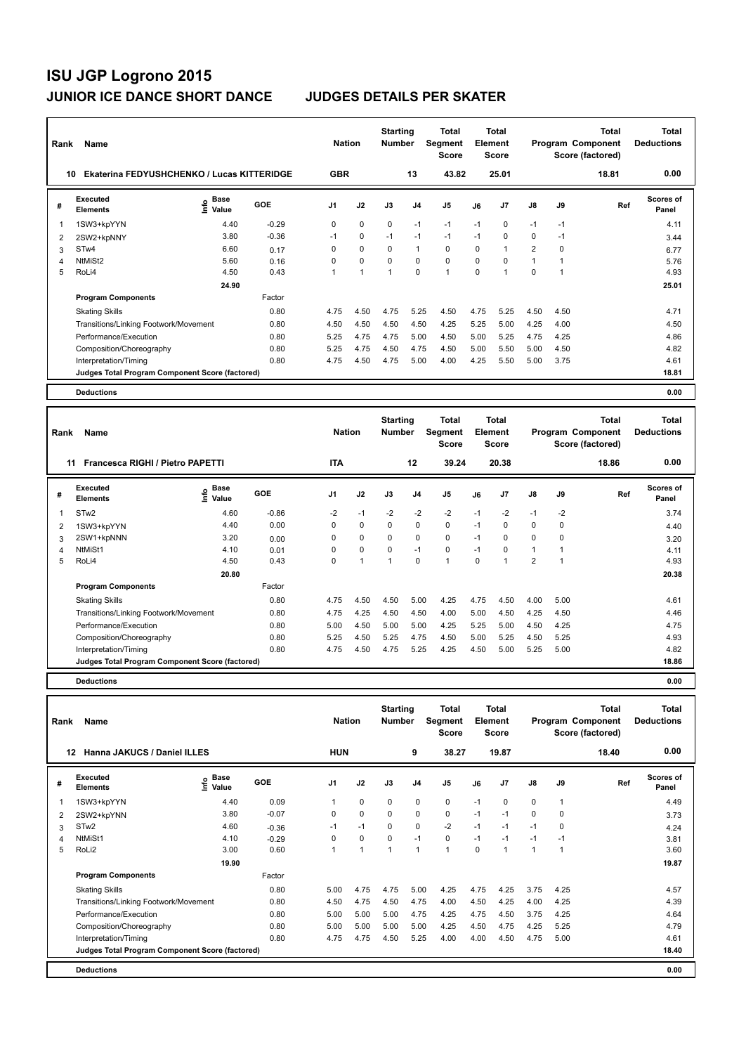# ISU JGP Logrono 2015

## JUNIOR ICE DANCE SHORT DANCE — JUDGES DETAILS PER SKATER

| Rank | Name | Nation | Starting Number | Total Segment Score | Total Element Score | Total Program Component Score (factored) | Total Deductions |
|---|---|---|---|---|---|---|---|
| 10 | Ekaterina FEDYUSHCHENKO / Lucas KITTERIDGE | GBR | 13 | 43.82 | 25.01 | 18.81 | 0.00 |

| # | Executed Elements | Info | Base Value | GOE | J1 | J2 | J3 | J4 | J5 | J6 | J7 | J8 | J9 | Ref | Scores of Panel |
|---|---|---|---|---|---|---|---|---|---|---|---|---|---|---|---|
| 1 | 1SW3+kpYYN | | 4.40 | -0.29 | 0 | 0 | 0 | -1 | -1 | -1 | 0 | -1 | -1 | | 4.11 |
| 2 | 2SW2+kpNNY | | 3.80 | -0.36 | -1 | 0 | -1 | -1 | -1 | -1 | 0 | 0 | -1 | | 3.44 |
| 3 | STw4 | | 6.60 | 0.17 | 0 | 0 | 0 | 1 | 0 | 0 | 1 | 2 | 0 | | 6.77 |
| 4 | NtMiSt2 | | 5.60 | 0.16 | 0 | 0 | 0 | 0 | 0 | 0 | 0 | 1 | 1 | | 5.76 |
| 5 | RoLi4 | | 4.50 | 0.43 | 1 | 1 | 1 | 0 | 1 | 0 | 1 | 0 | 1 | | 4.93 |
| | | | 24.90 | | | | | | | | | | | | 25.01 |

| Program Components | Factor | J1 | J2 | J3 | J4 | J5 | J6 | J7 | J8 | J9 | Scores of Panel |
|---|---|---|---|---|---|---|---|---|---|---|---|
| Skating Skills | 0.80 | 4.75 | 4.50 | 4.75 | 5.25 | 4.50 | 4.75 | 5.25 | 4.50 | 4.50 | 4.71 |
| Transitions/Linking Footwork/Movement | 0.80 | 4.50 | 4.50 | 4.50 | 4.50 | 4.25 | 5.25 | 5.00 | 4.25 | 4.00 | 4.50 |
| Performance/Execution | 0.80 | 5.25 | 4.75 | 4.75 | 5.00 | 4.50 | 5.00 | 5.25 | 4.75 | 4.25 | 4.86 |
| Composition/Choreography | 0.80 | 5.25 | 4.75 | 4.50 | 4.75 | 4.50 | 5.00 | 5.50 | 5.00 | 4.50 | 4.82 |
| Interpretation/Timing | 0.80 | 4.75 | 4.50 | 4.75 | 5.00 | 4.00 | 4.25 | 5.50 | 5.00 | 3.75 | 4.61 |
| Judges Total Program Component Score (factored) | | | | | | | | | | | 18.81 |

**Deductions** 0.00

| Rank | Name | Nation | Starting Number | Total Segment Score | Total Element Score | Total Program Component Score (factored) | Total Deductions |
|---|---|---|---|---|---|---|---|
| 11 | Francesca RIGHI / Pietro PAPETTI | ITA | 12 | 39.24 | 20.38 | 18.86 | 0.00 |

| # | Executed Elements | Info | Base Value | GOE | J1 | J2 | J3 | J4 | J5 | J6 | J7 | J8 | J9 | Ref | Scores of Panel |
|---|---|---|---|---|---|---|---|---|---|---|---|---|---|---|---|
| 1 | STw2 | | 4.60 | -0.86 | -2 | -1 | -2 | -2 | -2 | -1 | -2 | -1 | -2 | | 3.74 |
| 2 | 1SW3+kpYYN | | 4.40 | 0.00 | 0 | 0 | 0 | 0 | 0 | -1 | 0 | 0 | 0 | | 4.40 |
| 3 | 2SW1+kpNNN | | 3.20 | 0.00 | 0 | 0 | 0 | 0 | 0 | -1 | 0 | 0 | 0 | | 3.20 |
| 4 | NtMiSt1 | | 4.10 | 0.01 | 0 | 0 | 0 | -1 | 0 | -1 | 0 | 1 | 1 | | 4.11 |
| 5 | RoLi4 | | 4.50 | 0.43 | 0 | 1 | 1 | 0 | 1 | 0 | 1 | 2 | 1 | | 4.93 |
| | | | 20.80 | | | | | | | | | | | | 20.38 |

| Program Components | Factor | J1 | J2 | J3 | J4 | J5 | J6 | J7 | J8 | J9 | Scores of Panel |
|---|---|---|---|---|---|---|---|---|---|---|---|
| Skating Skills | 0.80 | 4.75 | 4.50 | 4.50 | 5.00 | 4.25 | 4.75 | 4.50 | 4.00 | 5.00 | 4.61 |
| Transitions/Linking Footwork/Movement | 0.80 | 4.75 | 4.25 | 4.50 | 4.50 | 4.00 | 5.00 | 4.50 | 4.25 | 4.50 | 4.46 |
| Performance/Execution | 0.80 | 5.00 | 4.50 | 5.00 | 5.00 | 4.25 | 5.25 | 5.00 | 4.50 | 4.25 | 4.75 |
| Composition/Choreography | 0.80 | 5.25 | 4.50 | 5.25 | 4.75 | 4.50 | 5.00 | 5.25 | 4.50 | 5.25 | 4.93 |
| Interpretation/Timing | 0.80 | 4.75 | 4.50 | 4.75 | 5.25 | 4.25 | 4.50 | 5.00 | 5.25 | 5.00 | 4.82 |
| Judges Total Program Component Score (factored) | | | | | | | | | | | 18.86 |

**Deductions** 0.00

| Rank | Name | Nation | Starting Number | Total Segment Score | Total Element Score | Total Program Component Score (factored) | Total Deductions |
|---|---|---|---|---|---|---|---|
| 12 | Hanna JAKUCS / Daniel ILLES | HUN | 9 | 38.27 | 19.87 | 18.40 | 0.00 |

| # | Executed Elements | Info | Base Value | GOE | J1 | J2 | J3 | J4 | J5 | J6 | J7 | J8 | J9 | Ref | Scores of Panel |
|---|---|---|---|---|---|---|---|---|---|---|---|---|---|---|---|
| 1 | 1SW3+kpYYN | | 4.40 | 0.09 | 1 | 0 | 0 | 0 | 0 | -1 | 0 | 0 | 1 | | 4.49 |
| 2 | 2SW2+kpYNN | | 3.80 | -0.07 | 0 | 0 | 0 | 0 | 0 | -1 | -1 | 0 | 0 | | 3.73 |
| 3 | STw2 | | 4.60 | -0.36 | -1 | -1 | 0 | 0 | -2 | -1 | -1 | -1 | 0 | | 4.24 |
| 4 | NtMiSt1 | | 4.10 | -0.29 | 0 | 0 | 0 | -1 | 0 | -1 | -1 | -1 | -1 | | 3.81 |
| 5 | RoLi2 | | 3.00 | 0.60 | 1 | 1 | 1 | 1 | 1 | 0 | 1 | 1 | 1 | | 3.60 |
| | | | 19.90 | | | | | | | | | | | | 19.87 |

| Program Components | Factor | J1 | J2 | J3 | J4 | J5 | J6 | J7 | J8 | J9 | Scores of Panel |
|---|---|---|---|---|---|---|---|---|---|---|---|
| Skating Skills | 0.80 | 5.00 | 4.75 | 4.75 | 5.00 | 4.25 | 4.75 | 4.25 | 3.75 | 4.25 | 4.57 |
| Transitions/Linking Footwork/Movement | 0.80 | 4.50 | 4.75 | 4.50 | 4.75 | 4.00 | 4.50 | 4.25 | 4.00 | 4.25 | 4.39 |
| Performance/Execution | 0.80 | 5.00 | 5.00 | 5.00 | 4.75 | 4.25 | 4.75 | 4.50 | 3.75 | 4.25 | 4.64 |
| Composition/Choreography | 0.80 | 5.00 | 5.00 | 5.00 | 5.00 | 4.25 | 4.50 | 4.75 | 4.25 | 5.25 | 4.79 |
| Interpretation/Timing | 0.80 | 4.75 | 4.75 | 4.50 | 5.25 | 4.00 | 4.00 | 4.50 | 4.75 | 5.00 | 4.61 |
| Judges Total Program Component Score (factored) | | | | | | | | | | | 18.40 |

**Deductions** 0.00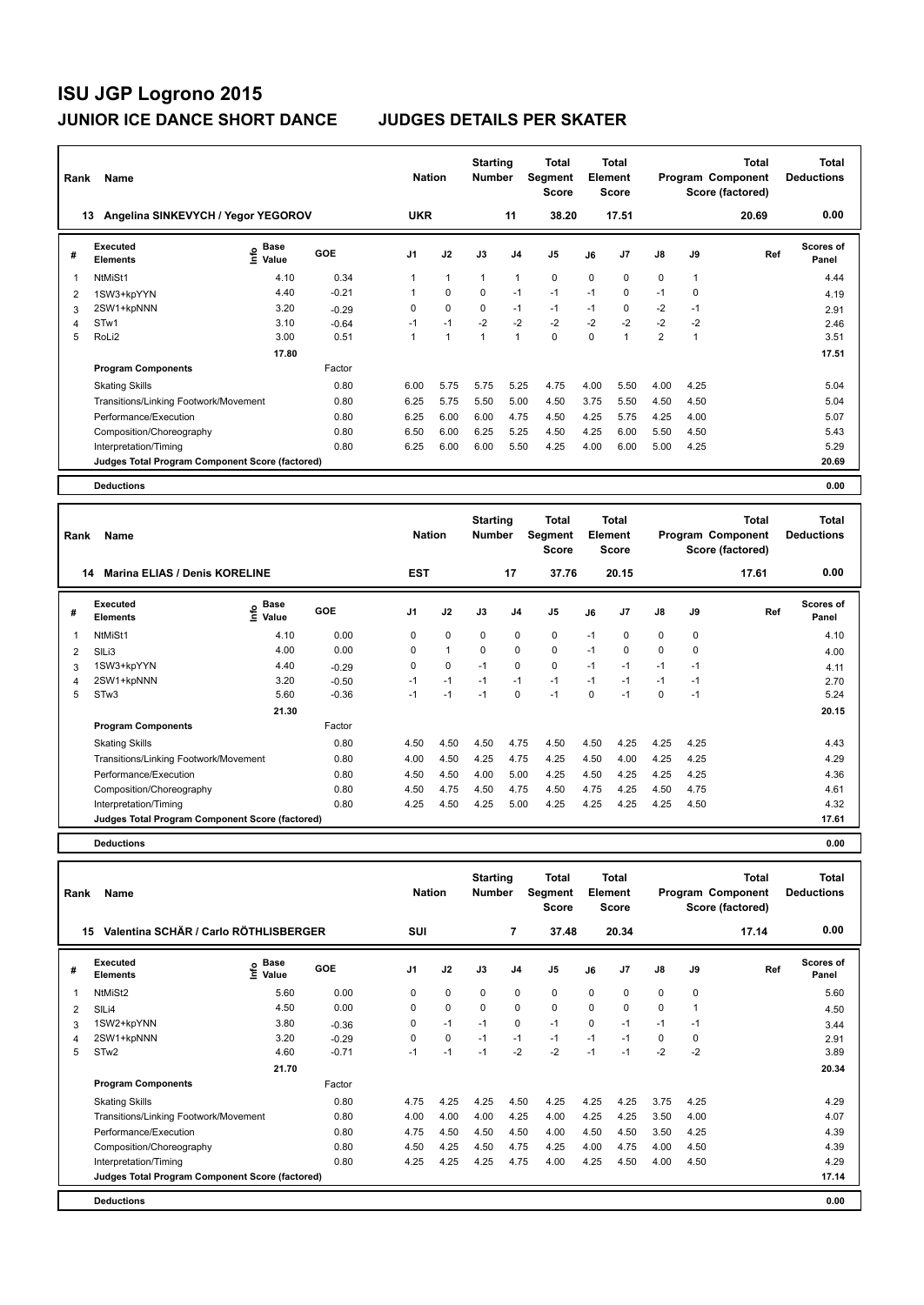# ISU JGP Logrono 2015

## JUNIOR ICE DANCE SHORT DANCE    JUDGES DETAILS PER SKATER

| Rank | Name | Nation | Starting Number | Total Segment Score | Total Element Score | Total Program Component Score (factored) | Total Deductions |
|---|---|---|---|---|---|---|---|
| 13 | Angelina SINKEVYCH / Yegor YEGOROV | UKR | 11 | 38.20 | 17.51 | 20.69 | 0.00 |

| # | Executed Elements | Info | Base Value | GOE | J1 | J2 | J3 | J4 | J5 | J6 | J7 | J8 | J9 | Ref | Scores of Panel |
|---|---|---|---|---|---|---|---|---|---|---|---|---|---|---|---|
| 1 | NtMiSt1 | | 4.10 | 0.34 | 1 | 1 | 1 | 1 | 0 | 0 | 0 | 0 | 1 | | 4.44 |
| 2 | 1SW3+kpYYN | | 4.40 | -0.21 | 1 | 0 | 0 | -1 | -1 | -1 | 0 | -1 | 0 | | 4.19 |
| 3 | 2SW1+kpNNN | | 3.20 | -0.29 | 0 | 0 | 0 | -1 | -1 | -1 | 0 | -2 | -1 | | 2.91 |
| 4 | STw1 | | 3.10 | -0.64 | -1 | -1 | -2 | -2 | -2 | -2 | -2 | -2 | -2 | | 2.46 |
| 5 | RoLi2 | | 3.00 | 0.51 | 1 | 1 | 1 | 1 | 0 | 0 | 1 | 2 | 1 | | 3.51 |
| | | | 17.80 | | | | | | | | | | | | 17.51 |

| Program Components | Factor | J1 | J2 | J3 | J4 | J5 | J6 | J7 | J8 | J9 | Scores of Panel |
|---|---|---|---|---|---|---|---|---|---|---|---|
| Skating Skills | 0.80 | 6.00 | 5.75 | 5.75 | 5.25 | 4.75 | 4.00 | 5.50 | 4.00 | 4.25 | 5.04 |
| Transitions/Linking Footwork/Movement | 0.80 | 6.25 | 5.75 | 5.50 | 5.00 | 4.50 | 3.75 | 5.50 | 4.50 | 4.50 | 5.04 |
| Performance/Execution | 0.80 | 6.25 | 6.00 | 6.00 | 4.75 | 4.50 | 4.25 | 5.75 | 4.25 | 4.00 | 5.07 |
| Composition/Choreography | 0.80 | 6.50 | 6.00 | 6.25 | 5.25 | 4.50 | 4.25 | 6.00 | 5.50 | 4.50 | 5.43 |
| Interpretation/Timing | 0.80 | 6.25 | 6.00 | 6.00 | 5.50 | 4.25 | 4.00 | 6.00 | 5.00 | 4.25 | 5.29 |
| Judges Total Program Component Score (factored) | | | | | | | | | | | 20.69 |

**Deductions** 0.00

| Rank | Name | Nation | Starting Number | Total Segment Score | Total Element Score | Total Program Component Score (factored) | Total Deductions |
|---|---|---|---|---|---|---|---|
| 14 | Marina ELIAS / Denis KORELINE | EST | 17 | 37.76 | 20.15 | 17.61 | 0.00 |

| # | Executed Elements | Info | Base Value | GOE | J1 | J2 | J3 | J4 | J5 | J6 | J7 | J8 | J9 | Ref | Scores of Panel |
|---|---|---|---|---|---|---|---|---|---|---|---|---|---|---|---|
| 1 | NtMiSt1 | | 4.10 | 0.00 | 0 | 0 | 0 | 0 | 0 | -1 | 0 | 0 | 0 | | 4.10 |
| 2 | SlLi3 | | 4.00 | 0.00 | 0 | 1 | 0 | 0 | 0 | -1 | 0 | 0 | 0 | | 4.00 |
| 3 | 1SW3+kpYYN | | 4.40 | -0.29 | 0 | 0 | -1 | 0 | 0 | -1 | -1 | -1 | -1 | | 4.11 |
| 4 | 2SW1+kpNNN | | 3.20 | -0.50 | -1 | -1 | -1 | -1 | -1 | -1 | -1 | -1 | -1 | | 2.70 |
| 5 | STw3 | | 5.60 | -0.36 | -1 | -1 | -1 | 0 | -1 | 0 | -1 | 0 | -1 | | 5.24 |
| | | | 21.30 | | | | | | | | | | | | 20.15 |

| Program Components | Factor | J1 | J2 | J3 | J4 | J5 | J6 | J7 | J8 | J9 | Scores of Panel |
|---|---|---|---|---|---|---|---|---|---|---|---|
| Skating Skills | 0.80 | 4.50 | 4.50 | 4.50 | 4.75 | 4.50 | 4.50 | 4.25 | 4.25 | 4.25 | 4.43 |
| Transitions/Linking Footwork/Movement | 0.80 | 4.00 | 4.50 | 4.25 | 4.75 | 4.25 | 4.50 | 4.00 | 4.25 | 4.25 | 4.29 |
| Performance/Execution | 0.80 | 4.50 | 4.50 | 4.00 | 5.00 | 4.25 | 4.50 | 4.25 | 4.25 | 4.25 | 4.36 |
| Composition/Choreography | 0.80 | 4.50 | 4.75 | 4.50 | 4.75 | 4.50 | 4.75 | 4.25 | 4.50 | 4.75 | 4.61 |
| Interpretation/Timing | 0.80 | 4.25 | 4.50 | 4.25 | 5.00 | 4.25 | 4.25 | 4.25 | 4.25 | 4.50 | 4.32 |
| Judges Total Program Component Score (factored) | | | | | | | | | | | 17.61 |

**Deductions** 0.00

| Rank | Name | Nation | Starting Number | Total Segment Score | Total Element Score | Total Program Component Score (factored) | Total Deductions |
|---|---|---|---|---|---|---|---|
| 15 | Valentina SCHÄR / Carlo RÖTHLISBERGER | SUI | 7 | 37.48 | 20.34 | 17.14 | 0.00 |

| # | Executed Elements | Info | Base Value | GOE | J1 | J2 | J3 | J4 | J5 | J6 | J7 | J8 | J9 | Ref | Scores of Panel |
|---|---|---|---|---|---|---|---|---|---|---|---|---|---|---|---|
| 1 | NtMiSt2 | | 5.60 | 0.00 | 0 | 0 | 0 | 0 | 0 | 0 | 0 | 0 | 0 | | 5.60 |
| 2 | SlLi4 | | 4.50 | 0.00 | 0 | 0 | 0 | 0 | 0 | 0 | 0 | 0 | 1 | | 4.50 |
| 3 | 1SW2+kpYNN | | 3.80 | -0.36 | 0 | -1 | -1 | 0 | -1 | 0 | -1 | -1 | -1 | | 3.44 |
| 4 | 2SW1+kpNNN | | 3.20 | -0.29 | 0 | 0 | -1 | -1 | -1 | -1 | -1 | 0 | 0 | | 2.91 |
| 5 | STw2 | | 4.60 | -0.71 | -1 | -1 | -1 | -2 | -2 | -1 | -1 | -2 | -2 | | 3.89 |
| | | | 21.70 | | | | | | | | | | | | 20.34 |

| Program Components | Factor | J1 | J2 | J3 | J4 | J5 | J6 | J7 | J8 | J9 | Scores of Panel |
|---|---|---|---|---|---|---|---|---|---|---|---|
| Skating Skills | 0.80 | 4.75 | 4.25 | 4.25 | 4.50 | 4.25 | 4.25 | 4.25 | 3.75 | 4.25 | 4.29 |
| Transitions/Linking Footwork/Movement | 0.80 | 4.00 | 4.00 | 4.00 | 4.25 | 4.00 | 4.25 | 4.25 | 3.50 | 4.00 | 4.07 |
| Performance/Execution | 0.80 | 4.75 | 4.50 | 4.50 | 4.50 | 4.00 | 4.50 | 4.50 | 3.50 | 4.25 | 4.39 |
| Composition/Choreography | 0.80 | 4.50 | 4.25 | 4.50 | 4.75 | 4.25 | 4.00 | 4.75 | 4.00 | 4.50 | 4.39 |
| Interpretation/Timing | 0.80 | 4.25 | 4.25 | 4.25 | 4.75 | 4.00 | 4.25 | 4.50 | 4.00 | 4.50 | 4.29 |
| Judges Total Program Component Score (factored) | | | | | | | | | | | 17.14 |

**Deductions** 0.00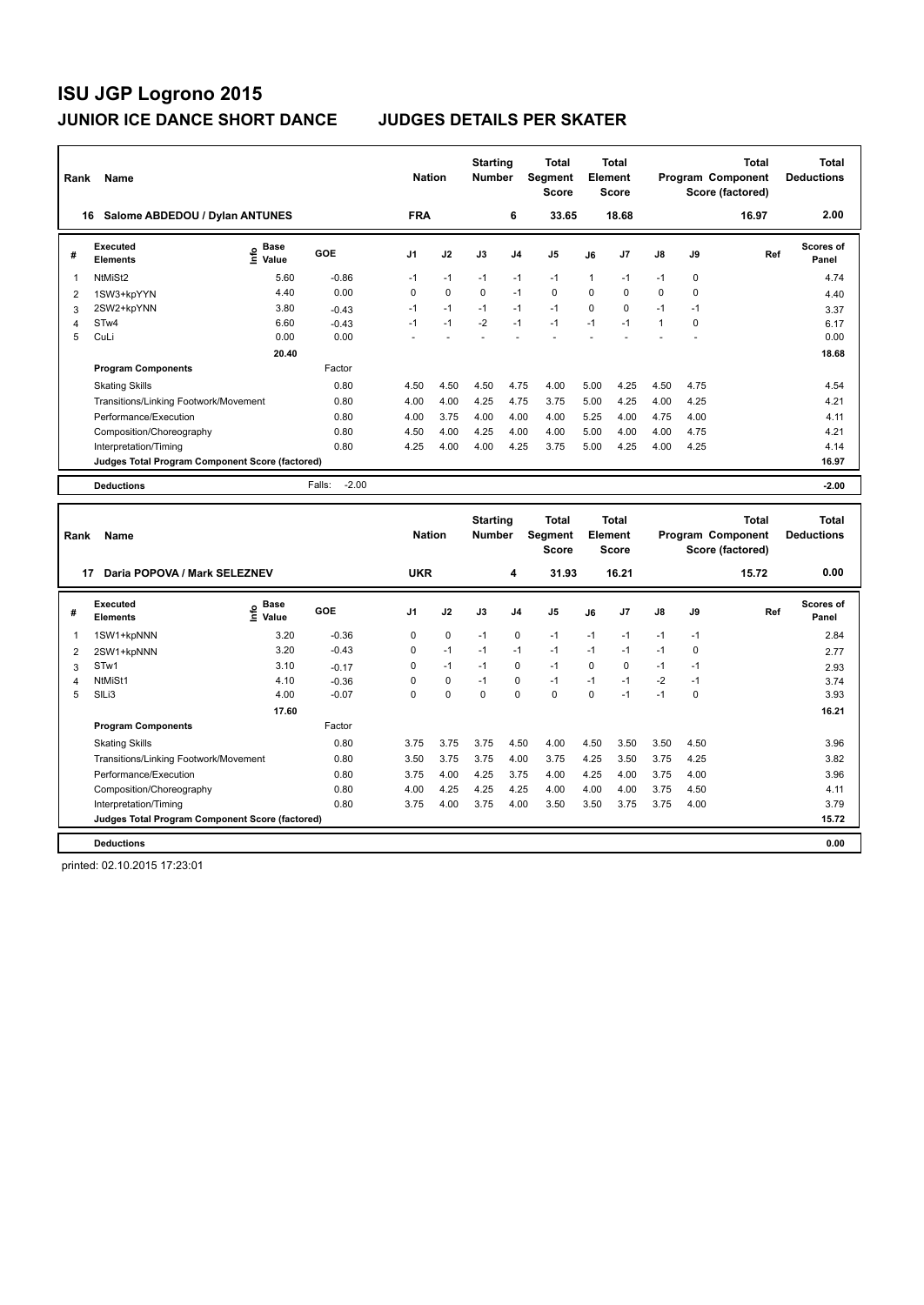# ISU JGP Logrono 2015

## JUNIOR ICE DANCE SHORT DANCE — JUDGES DETAILS PER SKATER

| Rank | Name | Nation | Starting Number | Total Segment Score | Total Element Score | Total Program Component Score (factored) | Total Deductions |
|---|---|---|---|---|---|---|---|
| 16 | Salome ABDEDOU / Dylan ANTUNES | FRA | 6 | 33.65 | 18.68 | 16.97 | 2.00 |

| # | Executed Elements | Info | Base Value | GOE | J1 | J2 | J3 | J4 | J5 | J6 | J7 | J8 | J9 | Ref | Scores of Panel |
|---|---|---|---|---|---|---|---|---|---|---|---|---|---|---|---|
| 1 | NtMiSt2 | | 5.60 | -0.86 | -1 | -1 | -1 | -1 | -1 | 1 | -1 | -1 | 0 | | 4.74 |
| 2 | 1SW3+kpYYN | | 4.40 | 0.00 | 0 | 0 | 0 | -1 | 0 | 0 | 0 | 0 | 0 | | 4.40 |
| 3 | 2SW2+kpYNN | | 3.80 | -0.43 | -1 | -1 | -1 | -1 | -1 | 0 | 0 | -1 | -1 | | 3.37 |
| 4 | STw4 | | 6.60 | -0.43 | -1 | -1 | -2 | -1 | -1 | -1 | -1 | 1 | 0 | | 6.17 |
| 5 | CuLi | | 0.00 | 0.00 | - | - | - | - | - | - | - | - | - | | 0.00 |
| | | | 20.40 | | | | | | | | | | | | 18.68 |

| Program Components | Factor | J1 | J2 | J3 | J4 | J5 | J6 | J7 | J8 | J9 | | Scores of Panel |
|---|---|---|---|---|---|---|---|---|---|---|---|---|
| Skating Skills | 0.80 | 4.50 | 4.50 | 4.50 | 4.75 | 4.00 | 5.00 | 4.25 | 4.50 | 4.75 | | 4.54 |
| Transitions/Linking Footwork/Movement | 0.80 | 4.00 | 4.00 | 4.25 | 4.75 | 3.75 | 5.00 | 4.25 | 4.00 | 4.25 | | 4.21 |
| Performance/Execution | 0.80 | 4.00 | 3.75 | 4.00 | 4.00 | 4.00 | 5.25 | 4.00 | 4.75 | 4.00 | | 4.11 |
| Composition/Choreography | 0.80 | 4.50 | 4.00 | 4.25 | 4.00 | 4.00 | 5.00 | 4.00 | 4.00 | 4.75 | | 4.21 |
| Interpretation/Timing | 0.80 | 4.25 | 4.00 | 4.00 | 4.25 | 3.75 | 5.00 | 4.25 | 4.00 | 4.25 | | 4.14 |
| Judges Total Program Component Score (factored) | | | | | | | | | | | | 16.97 |
| Deductions | Falls: -2.00 | | | | | | | | | | | -2.00 |

| Rank | Name | Nation | Starting Number | Total Segment Score | Total Element Score | Total Program Component Score (factored) | Total Deductions |
|---|---|---|---|---|---|---|---|
| 17 | Daria POPOVA / Mark SELEZNEV | UKR | 4 | 31.93 | 16.21 | 15.72 | 0.00 |

| # | Executed Elements | Info | Base Value | GOE | J1 | J2 | J3 | J4 | J5 | J6 | J7 | J8 | J9 | Ref | Scores of Panel |
|---|---|---|---|---|---|---|---|---|---|---|---|---|---|---|---|
| 1 | 1SW1+kpNNN | | 3.20 | -0.36 | 0 | 0 | -1 | 0 | -1 | -1 | -1 | -1 | -1 | | 2.84 |
| 2 | 2SW1+kpNNN | | 3.20 | -0.43 | 0 | -1 | -1 | -1 | -1 | -1 | -1 | -1 | 0 | | 2.77 |
| 3 | STw1 | | 3.10 | -0.17 | 0 | -1 | -1 | 0 | -1 | 0 | 0 | -1 | -1 | | 2.93 |
| 4 | NtMiSt1 | | 4.10 | -0.36 | 0 | 0 | -1 | 0 | -1 | -1 | -1 | -2 | -1 | | 3.74 |
| 5 | SlLi3 | | 4.00 | -0.07 | 0 | 0 | 0 | 0 | 0 | 0 | -1 | -1 | 0 | | 3.93 |
| | | | 17.60 | | | | | | | | | | | | 16.21 |

| Program Components | Factor | J1 | J2 | J3 | J4 | J5 | J6 | J7 | J8 | J9 | | Scores of Panel |
|---|---|---|---|---|---|---|---|---|---|---|---|---|
| Skating Skills | 0.80 | 3.75 | 3.75 | 3.75 | 4.50 | 4.00 | 4.50 | 3.50 | 3.50 | 4.50 | | 3.96 |
| Transitions/Linking Footwork/Movement | 0.80 | 3.50 | 3.75 | 3.75 | 4.00 | 3.75 | 4.25 | 3.50 | 3.75 | 4.25 | | 3.82 |
| Performance/Execution | 0.80 | 3.75 | 4.00 | 4.25 | 3.75 | 4.00 | 4.25 | 4.00 | 3.75 | 4.00 | | 3.96 |
| Composition/Choreography | 0.80 | 4.00 | 4.25 | 4.25 | 4.25 | 4.00 | 4.00 | 4.00 | 3.75 | 4.50 | | 4.11 |
| Interpretation/Timing | 0.80 | 3.75 | 4.00 | 3.75 | 4.00 | 3.50 | 3.50 | 3.75 | 3.75 | 4.00 | | 3.79 |
| Judges Total Program Component Score (factored) | | | | | | | | | | | | 15.72 |
| Deductions | | | | | | | | | | | | 0.00 |

printed: 02.10.2015 17:23:01